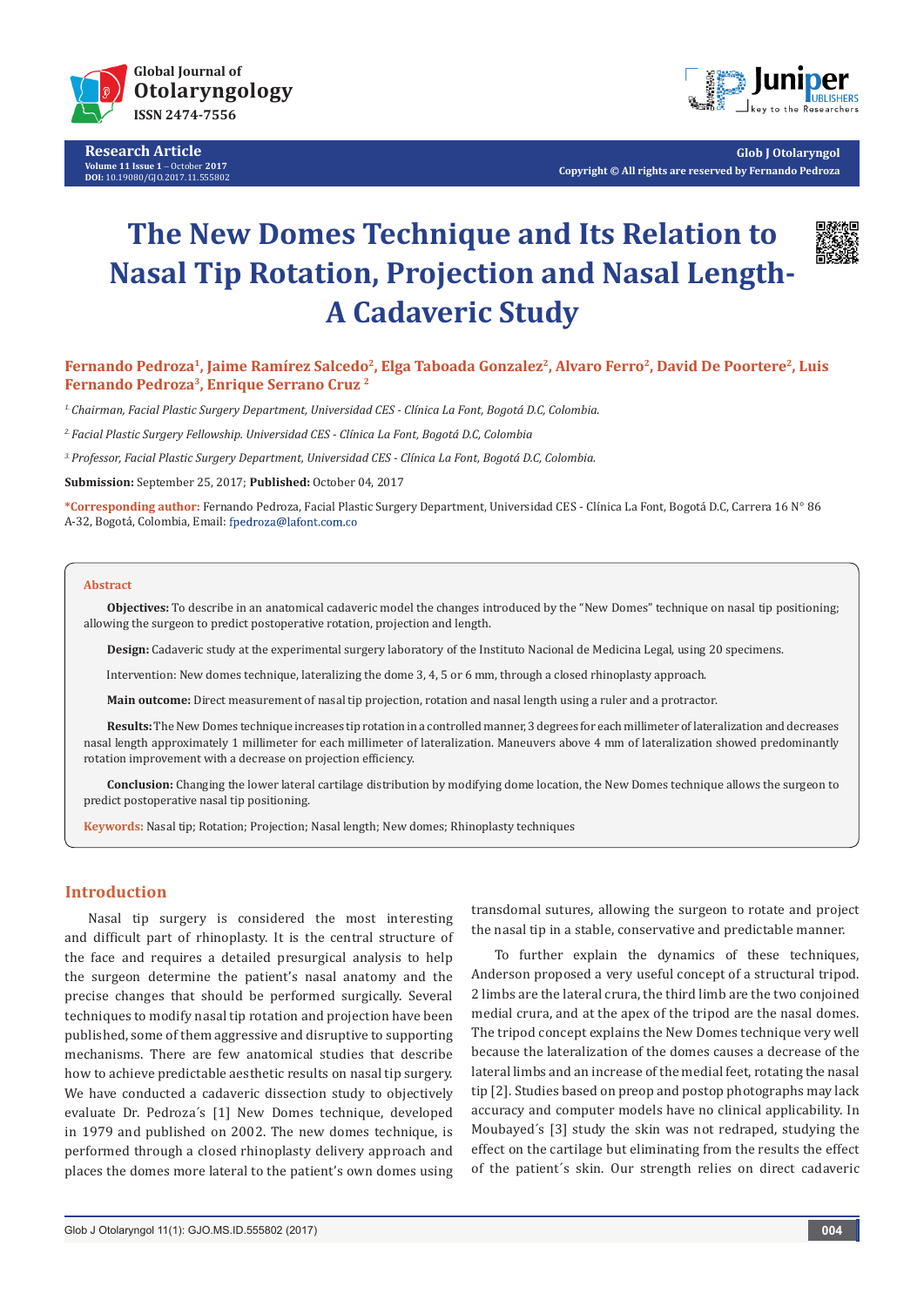Research Article
Volume 11 Issue 1 – October 2017
DOI: 10.19080/GJO.2017.11.555802

Glob J Otolaryngol
Copyright © All rights are reserved by Fernando Pedroza

# The New Domes Technique and Its Relation to Nasal Tip Rotation, Projection and Nasal Length- A Cadaveric Study

**Fernando Pedroza[1], Jaime Ramírez Salcedo[2], Elga Taboada Gonzalez[2], Alvaro Ferro[2], David De Poortere[2], Luis Fernando Pedroza[3], Enrique Serrano Cruz [2]**

[1] *Chairman, Facial Plastic Surgery Department, Universidad CES - Clínica La Font, Bogotá D.C, Colombia.*

[2] *Facial Plastic Surgery Fellowship. Universidad CES - Clínica La Font, Bogotá D.C, Colombia*

[3] *Professor, Facial Plastic Surgery Department, Universidad CES - Clínica La Font, Bogotá D.C, Colombia.*

**Submission:** September 25, 2017; **Published:** October 04, 2017

**\*Corresponding author:** Fernando Pedroza, Facial Plastic Surgery Department, Universidad CES - Clínica La Font, Bogotá D.C, Carrera 16 N° 86 A-32, Bogotá, Colombia, Email: fpedroza@lafont.com.co

## Abstract

**Objectives:** To describe in an anatomical cadaveric model the changes introduced by the "New Domes" technique on nasal tip positioning; allowing the surgeon to predict postoperative rotation, projection and length.

**Design:** Cadaveric study at the experimental surgery laboratory of the Instituto Nacional de Medicina Legal, using 20 specimens.

Intervention: New domes technique, lateralizing the dome 3, 4, 5 or 6 mm, through a closed rhinoplasty approach.

**Main outcome:** Direct measurement of nasal tip projection, rotation and nasal length using a ruler and a protractor.

**Results:** The New Domes technique increases tip rotation in a controlled manner, 3 degrees for each millimeter of lateralization and decreases nasal length approximately 1 millimeter for each millimeter of lateralization. Maneuvers above 4 mm of lateralization showed predominantly rotation improvement with a decrease on projection efficiency.

**Conclusion:** Changing the lower lateral cartilage distribution by modifying dome location, the New Domes technique allows the surgeon to predict postoperative nasal tip positioning.

**Keywords:** Nasal tip; Rotation; Projection; Nasal length; New domes; Rhinoplasty techniques

## Introduction

Nasal tip surgery is considered the most interesting and difficult part of rhinoplasty. It is the central structure of the face and requires a detailed presurgical analysis to help the surgeon determine the patient's nasal anatomy and the precise changes that should be performed surgically. Several techniques to modify nasal tip rotation and projection have been published, some of them aggressive and disruptive to supporting mechanisms. There are few anatomical studies that describe how to achieve predictable aesthetic results on nasal tip surgery. We have conducted a cadaveric dissection study to objectively evaluate Dr. Pedroza´s [1] New Domes technique, developed in 1979 and published on 2002. The new domes technique, is performed through a closed rhinoplasty delivery approach and places the domes more lateral to the patient's own domes using transdomal sutures, allowing the surgeon to rotate and project the nasal tip in a stable, conservative and predictable manner.

To further explain the dynamics of these techniques, Anderson proposed a very useful concept of a structural tripod. 2 limbs are the lateral crura, the third limb are the two conjoined medial crura, and at the apex of the tripod are the nasal domes. The tripod concept explains the New Domes technique very well because the lateralization of the domes causes a decrease of the lateral limbs and an increase of the medial feet, rotating the nasal tip [2]. Studies based on preop and postop photographs may lack accuracy and computer models have no clinical applicability. In Moubayed´s [3] study the skin was not redraped, studying the effect on the cartilage but eliminating from the results the effect of the patient´s skin. Our strength relies on direct cadaveric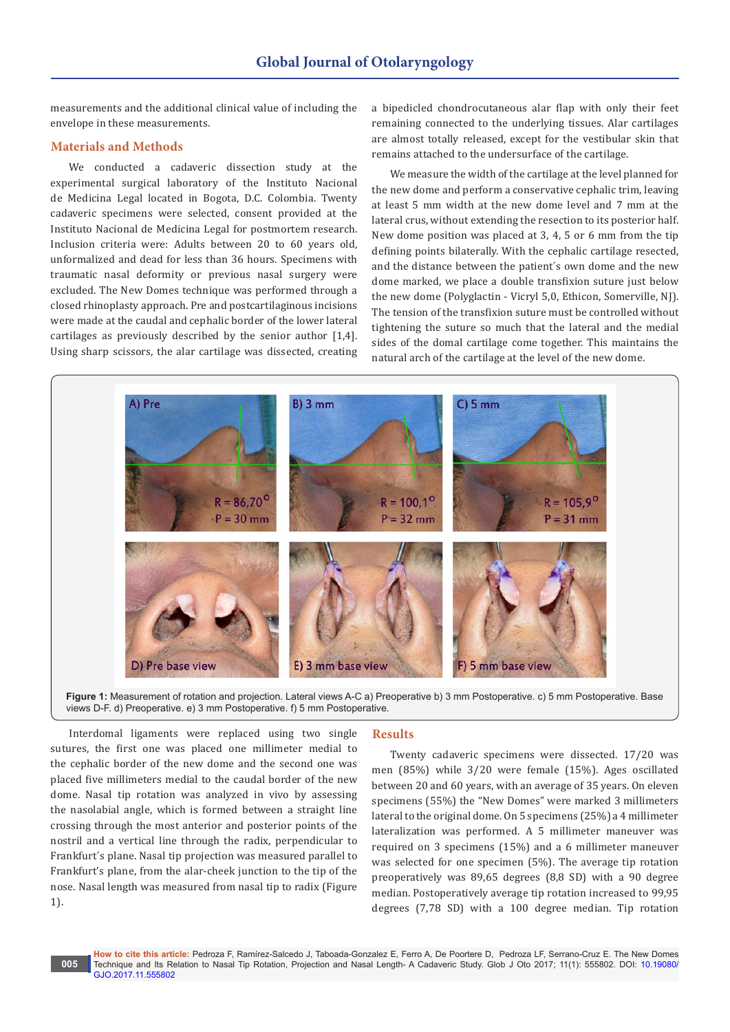measurements and the additional clinical value of including the envelope in these measurements.

## Materials and Methods

We conducted a cadaveric dissection study at the experimental surgical laboratory of the Instituto Nacional de Medicina Legal located in Bogota, D.C. Colombia. Twenty cadaveric specimens were selected, consent provided at the Instituto Nacional de Medicina Legal for postmortem research. Inclusion criteria were: Adults between 20 to 60 years old, unformalized and dead for less than 36 hours. Specimens with traumatic nasal deformity or previous nasal surgery were excluded. The New Domes technique was performed through a closed rhinoplasty approach. Pre and postcartilaginous incisions were made at the caudal and cephalic border of the lower lateral cartilages as previously described by the senior author [1,4]. Using sharp scissors, the alar cartilage was dissected, creating a bipedicled chondrocutaneous alar flap with only their feet remaining connected to the underlying tissues. Alar cartilages are almost totally released, except for the vestibular skin that remains attached to the undersurface of the cartilage.

We measure the width of the cartilage at the level planned for the new dome and perform a conservative cephalic trim, leaving at least 5 mm width at the new dome level and 7 mm at the lateral crus, without extending the resection to its posterior half. New dome position was placed at 3, 4, 5 or 6 mm from the tip defining points bilaterally. With the cephalic cartilage resected, and the distance between the patient´s own dome and the new dome marked, we place a double transfixion suture just below the new dome (Polyglactin - Vicryl 5,0, Ethicon, Somerville, NJ). The tension of the transfixion suture must be controlled without tightening the suture so much that the lateral and the medial sides of the domal cartilage come together. This maintains the natural arch of the cartilage at the level of the new dome.

**Figure 1:** Measurement of rotation and projection. Lateral views A-C a) Preoperative b) 3 mm Postoperative. c) 5 mm Postoperative. Base views D-F. d) Preoperative. e) 3 mm Postoperative. f) 5 mm Postoperative.

Interdomal ligaments were replaced using two single sutures, the first one was placed one millimeter medial to the cephalic border of the new dome and the second one was placed five millimeters medial to the caudal border of the new dome. Nasal tip rotation was analyzed in vivo by assessing the nasolabial angle, which is formed between a straight line crossing through the most anterior and posterior points of the nostril and a vertical line through the radix, perpendicular to Frankfurt´s plane. Nasal tip projection was measured parallel to Frankfurt's plane, from the alar-cheek junction to the tip of the nose. Nasal length was measured from nasal tip to radix (Figure 1).

## Results

Twenty cadaveric specimens were dissected. 17/20 was men (85%) while 3/20 were female (15%). Ages oscillated between 20 and 60 years, with an average of 35 years. On eleven specimens (55%) the "New Domes" were marked 3 millimeters lateral to the original dome. On 5 specimens (25%) a 4 millimeter lateralization was performed. A 5 millimeter maneuver was required on 3 specimens (15%) and a 6 millimeter maneuver was selected for one specimen (5%). The average tip rotation preoperatively was 89,65 degrees (8,8 SD) with a 90 degree median. Postoperatively average tip rotation increased to 99,95 degrees (7,78 SD) with a 100 degree median. Tip rotation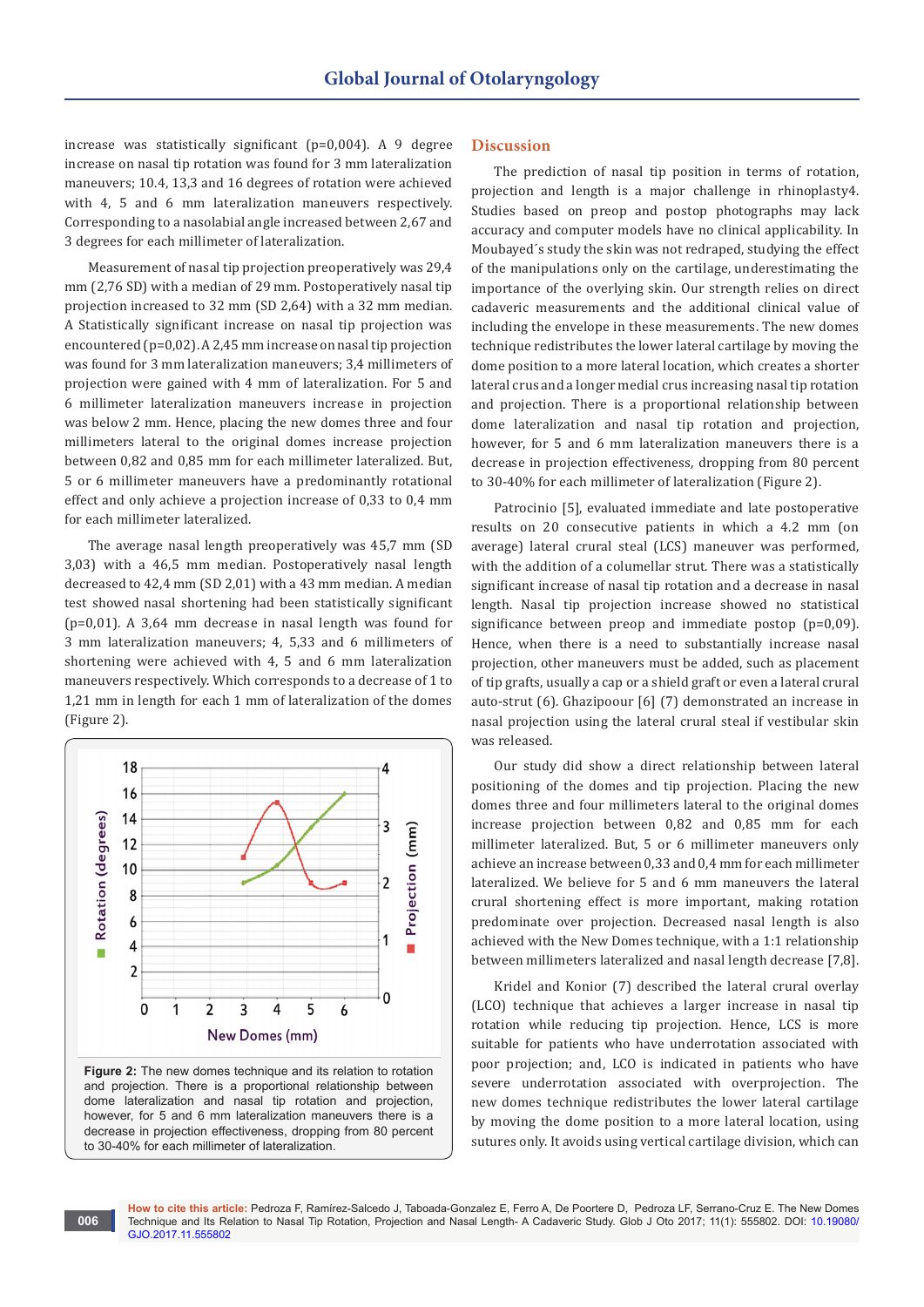increase was statistically significant (p=0,004). A 9 degree increase on nasal tip rotation was found for 3 mm lateralization maneuvers; 10.4, 13,3 and 16 degrees of rotation were achieved with 4, 5 and 6 mm lateralization maneuvers respectively. Corresponding to a nasolabial angle increased between 2,67 and 3 degrees for each millimeter of lateralization.

Measurement of nasal tip projection preoperatively was 29,4 mm (2,76 SD) with a median of 29 mm. Postoperatively nasal tip projection increased to 32 mm (SD 2,64) with a 32 mm median. A Statistically significant increase on nasal tip projection was encountered (p=0,02). A 2,45 mm increase on nasal tip projection was found for 3 mm lateralization maneuvers; 3,4 millimeters of projection were gained with 4 mm of lateralization. For 5 and 6 millimeter lateralization maneuvers increase in projection was below 2 mm. Hence, placing the new domes three and four millimeters lateral to the original domes increase projection between 0,82 and 0,85 mm for each millimeter lateralized. But, 5 or 6 millimeter maneuvers have a predominantly rotational effect and only achieve a projection increase of 0,33 to 0,4 mm for each millimeter lateralized.

The average nasal length preoperatively was 45,7 mm (SD 3,03) with a 46,5 mm median. Postoperatively nasal length decreased to 42,4 mm (SD 2,01) with a 43 mm median. A median test showed nasal shortening had been statistically significant (p=0,01). A 3,64 mm decrease in nasal length was found for 3 mm lateralization maneuvers; 4, 5,33 and 6 millimeters of shortening were achieved with 4, 5 and 6 mm lateralization maneuvers respectively. Which corresponds to a decrease of 1 to 1,21 mm in length for each 1 mm of lateralization of the domes (Figure 2).

**Figure 2:** The new domes technique and its relation to rotation and projection. There is a proportional relationship between dome lateralization and nasal tip rotation and projection, however, for 5 and 6 mm lateralization maneuvers there is a decrease in projection effectiveness, dropping from 80 percent to 30-40% for each millimeter of lateralization.

## Discussion

The prediction of nasal tip position in terms of rotation, projection and length is a major challenge in rhinoplasty4. Studies based on preop and postop photographs may lack accuracy and computer models have no clinical applicability. In Moubayed´s study the skin was not redraped, studying the effect of the manipulations only on the cartilage, underestimating the importance of the overlying skin. Our strength relies on direct cadaveric measurements and the additional clinical value of including the envelope in these measurements. The new domes technique redistributes the lower lateral cartilage by moving the dome position to a more lateral location, which creates a shorter lateral crus and a longer medial crus increasing nasal tip rotation and projection. There is a proportional relationship between dome lateralization and nasal tip rotation and projection, however, for 5 and 6 mm lateralization maneuvers there is a decrease in projection effectiveness, dropping from 80 percent to 30-40% for each millimeter of lateralization (Figure 2).

Patrocinio [5], evaluated immediate and late postoperative results on 20 consecutive patients in which a 4.2 mm (on average) lateral crural steal (LCS) maneuver was performed, with the addition of a columellar strut. There was a statistically significant increase of nasal tip rotation and a decrease in nasal length. Nasal tip projection increase showed no statistical significance between preop and immediate postop (p=0,09). Hence, when there is a need to substantially increase nasal projection, other maneuvers must be added, such as placement of tip grafts, usually a cap or a shield graft or even a lateral crural auto-strut (6). Ghazipoour [6] (7) demonstrated an increase in nasal projection using the lateral crural steal if vestibular skin was released.

Our study did show a direct relationship between lateral positioning of the domes and tip projection. Placing the new domes three and four millimeters lateral to the original domes increase projection between 0,82 and 0,85 mm for each millimeter lateralized. But, 5 or 6 millimeter maneuvers only achieve an increase between 0,33 and 0,4 mm for each millimeter lateralized. We believe for 5 and 6 mm maneuvers the lateral crural shortening effect is more important, making rotation predominate over projection. Decreased nasal length is also achieved with the New Domes technique, with a 1:1 relationship between millimeters lateralized and nasal length decrease [7,8].

Kridel and Konior (7) described the lateral crural overlay (LCO) technique that achieves a larger increase in nasal tip rotation while reducing tip projection. Hence, LCS is more suitable for patients who have underrotation associated with poor projection; and, LCO is indicated in patients who have severe underrotation associated with overprojection. The new domes technique redistributes the lower lateral cartilage by moving the dome position to a more lateral location, using sutures only. It avoids using vertical cartilage division, which can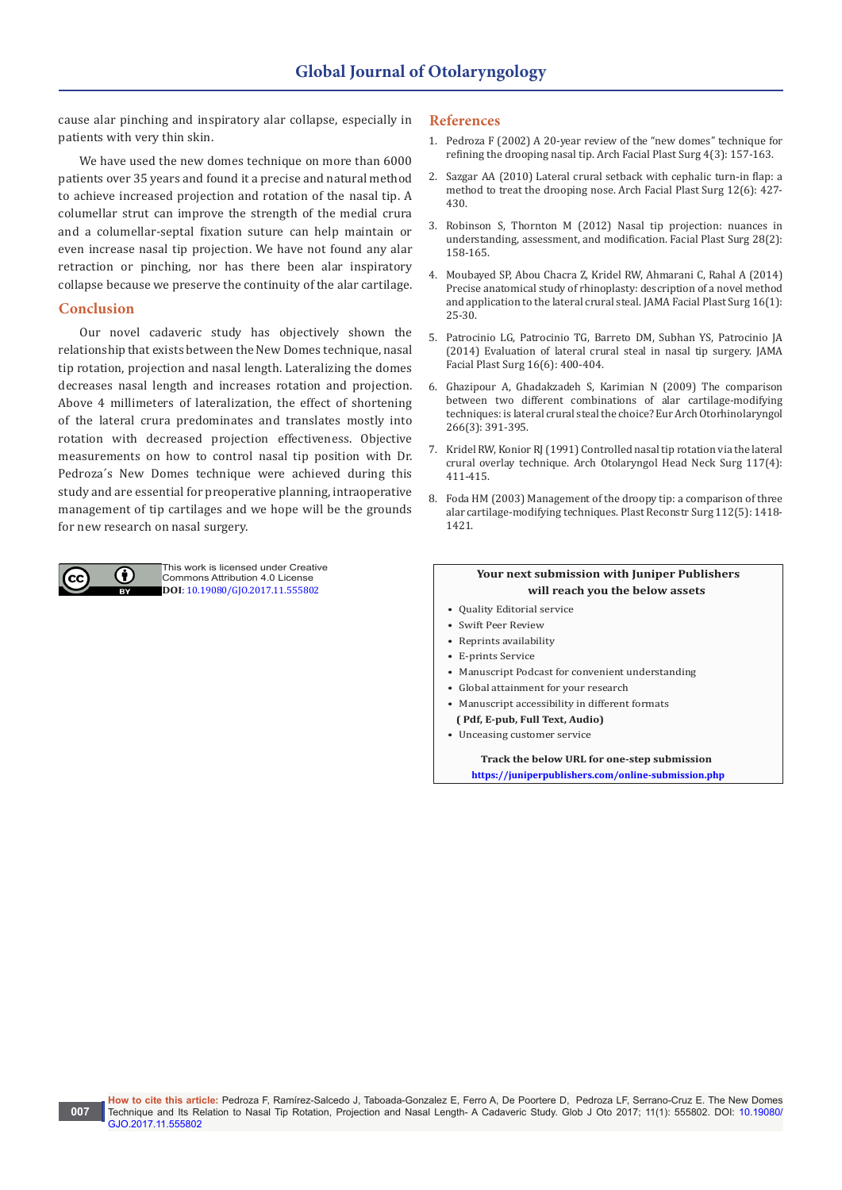cause alar pinching and inspiratory alar collapse, especially in patients with very thin skin.

We have used the new domes technique on more than 6000 patients over 35 years and found it a precise and natural method to achieve increased projection and rotation of the nasal tip. A columellar strut can improve the strength of the medial crura and a columellar-septal fixation suture can help maintain or even increase nasal tip projection. We have not found any alar retraction or pinching, nor has there been alar inspiratory collapse because we preserve the continuity of the alar cartilage.

## Conclusion

Our novel cadaveric study has objectively shown the relationship that exists between the New Domes technique, nasal tip rotation, projection and nasal length. Lateralizing the domes decreases nasal length and increases rotation and projection. Above 4 millimeters of lateralization, the effect of shortening of the lateral crura predominates and translates mostly into rotation with decreased projection effectiveness. Objective measurements on how to control nasal tip position with Dr. Pedroza´s New Domes technique were achieved during this study and are essential for preoperative planning, intraoperative management of tip cartilages and we hope will be the grounds for new research on nasal surgery.

## References

1. Pedroza F (2002) A 20-year review of the "new domes" technique for refining the drooping nasal tip. Arch Facial Plast Surg 4(3): 157-163.
2. Sazgar AA (2010) Lateral crural setback with cephalic turn-in flap: a method to treat the drooping nose. Arch Facial Plast Surg 12(6): 427-430.
3. Robinson S, Thornton M (2012) Nasal tip projection: nuances in understanding, assessment, and modification. Facial Plast Surg 28(2): 158-165.
4. Moubayed SP, Abou Chacra Z, Kridel RW, Ahmarani C, Rahal A (2014) Precise anatomical study of rhinoplasty: description of a novel method and application to the lateral crural steal. JAMA Facial Plast Surg 16(1): 25-30.
5. Patrocinio LG, Patrocinio TG, Barreto DM, Subhan YS, Patrocinio JA (2014) Evaluation of lateral crural steal in nasal tip surgery. JAMA Facial Plast Surg 16(6): 400-404.
6. Ghazipour A, Ghadakzadeh S, Karimian N (2009) The comparison between two different combinations of alar cartilage-modifying techniques: is lateral crural steal the choice? Eur Arch Otorhinolaryngol 266(3): 391-395.
7. Kridel RW, Konior RJ (1991) Controlled nasal tip rotation via the lateral crural overlay technique. Arch Otolaryngol Head Neck Surg 117(4): 411-415.
8. Foda HM (2003) Management of the droopy tip: a comparison of three alar cartilage-modifying techniques. Plast Reconstr Surg 112(5): 1418-1421.

This work is licensed under Creative Commons Attribution 4.0 License
**DOI**: 10.19080/GJO.2017.11.555802

**Your next submission with Juniper Publishers will reach you the below assets**

- Quality Editorial service
- Swift Peer Review
- Reprints availability
- E-prints Service
- Manuscript Podcast for convenient understanding
- Global attainment for your research
- Manuscript accessibility in different formats
  **( Pdf, E-pub, Full Text, Audio)**
- Unceasing customer service

**Track the below URL for one-step submission**
**https://juniperpublishers.com/online-submission.php**

**How to cite this article:** Pedroza F, Ramírez-Salcedo J, Taboada-Gonzalez E, Ferro A, De Poortere D, Pedroza LF, Serrano-Cruz E. The New Domes Technique and Its Relation to Nasal Tip Rotation, Projection and Nasal Length- A Cadaveric Study. Glob J Oto 2017; 11(1): 555802. DOI: 10.19080/GJO.2017.11.555802